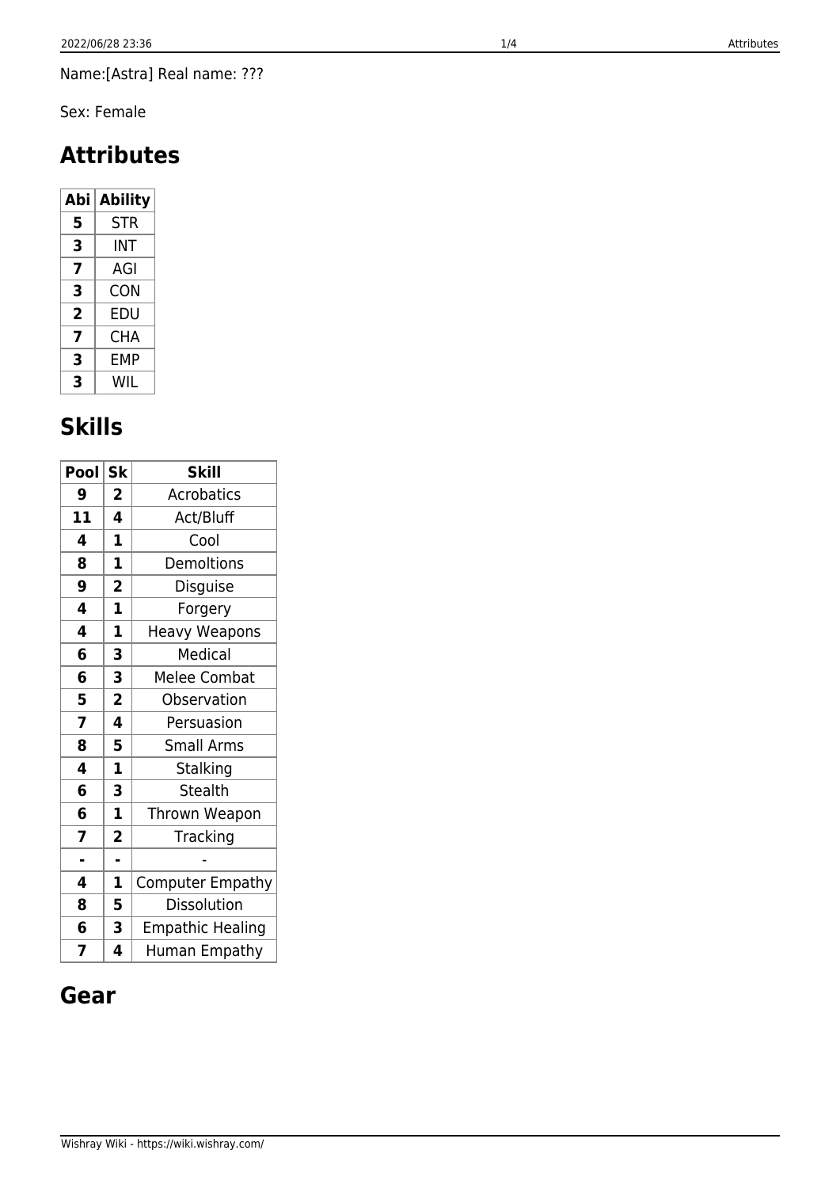Name:[Astra] Real name: ???

Sex: Female

# Attributes

| Abi | Ability |
|---|---|
| **5** | STR |
| **3** | INT |
| **7** | AGI |
| **3** | CON |
| **2** | EDU |
| **7** | CHA |
| **3** | EMP |
| **3** | WIL |

# Skills

| Pool | Sk | Skill |
|---|---|---|
| **9** | **2** | Acrobatics |
| **11** | **4** | Act/Bluff |
| **4** | **1** | Cool |
| **8** | **1** | Demoltions |
| **9** | **2** | Disguise |
| **4** | **1** | Forgery |
| **4** | **1** | Heavy Weapons |
| **6** | **3** | Medical |
| **6** | **3** | Melee Combat |
| **5** | **2** | Observation |
| **7** | **4** | Persuasion |
| **8** | **5** | Small Arms |
| **4** | **1** | Stalking |
| **6** | **3** | Stealth |
| **6** | **1** | Thrown Weapon |
| **7** | **2** | Tracking |
| **-** | **-** | - |
| **4** | **1** | Computer Empathy |
| **8** | **5** | Dissolution |
| **6** | **3** | Empathic Healing |
| **7** | **4** | Human Empathy |

# Gear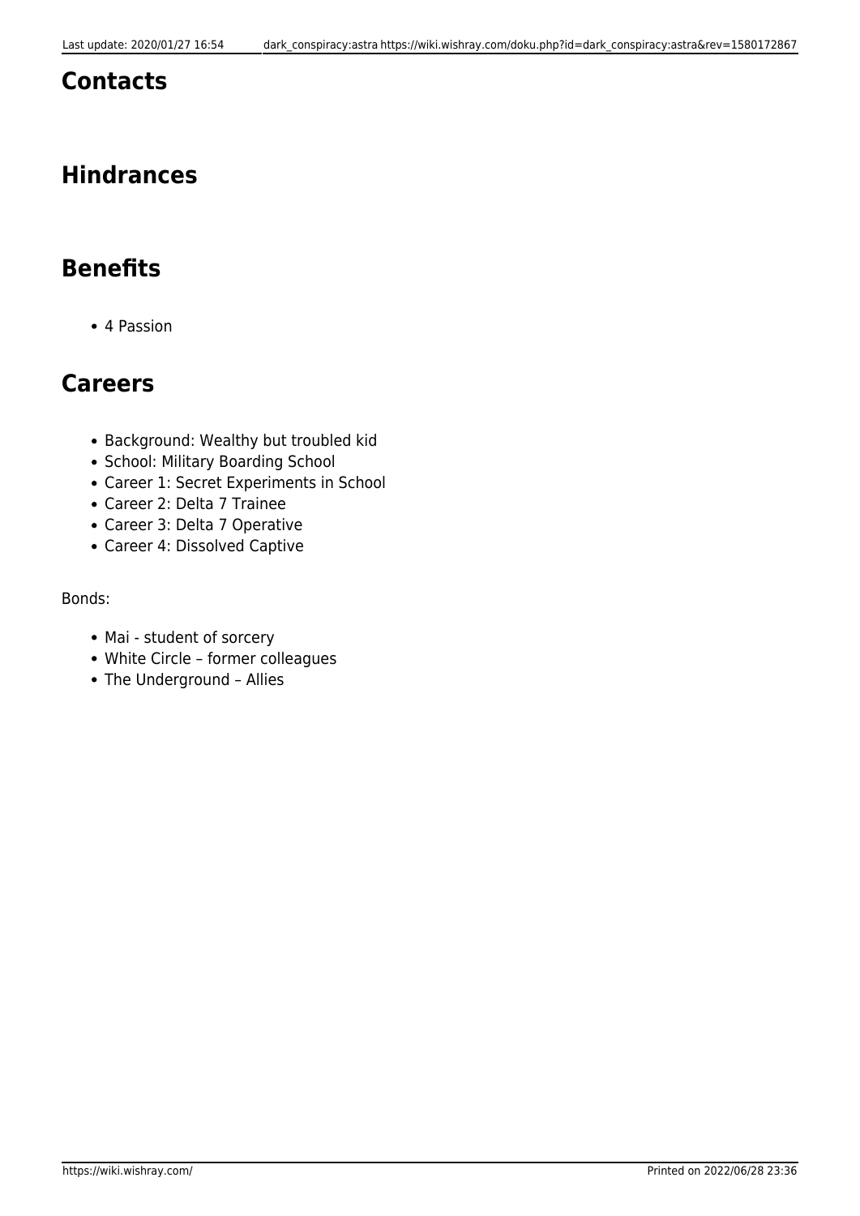## Contacts

## Hindrances

## Benefits

- 4 Passion

## Careers

- Background: Wealthy but troubled kid
- School: Military Boarding School
- Career 1: Secret Experiments in School
- Career 2: Delta 7 Trainee
- Career 3: Delta 7 Operative
- Career 4: Dissolved Captive

Bonds:

- Mai - student of sorcery
- White Circle – former colleagues
- The Underground – Allies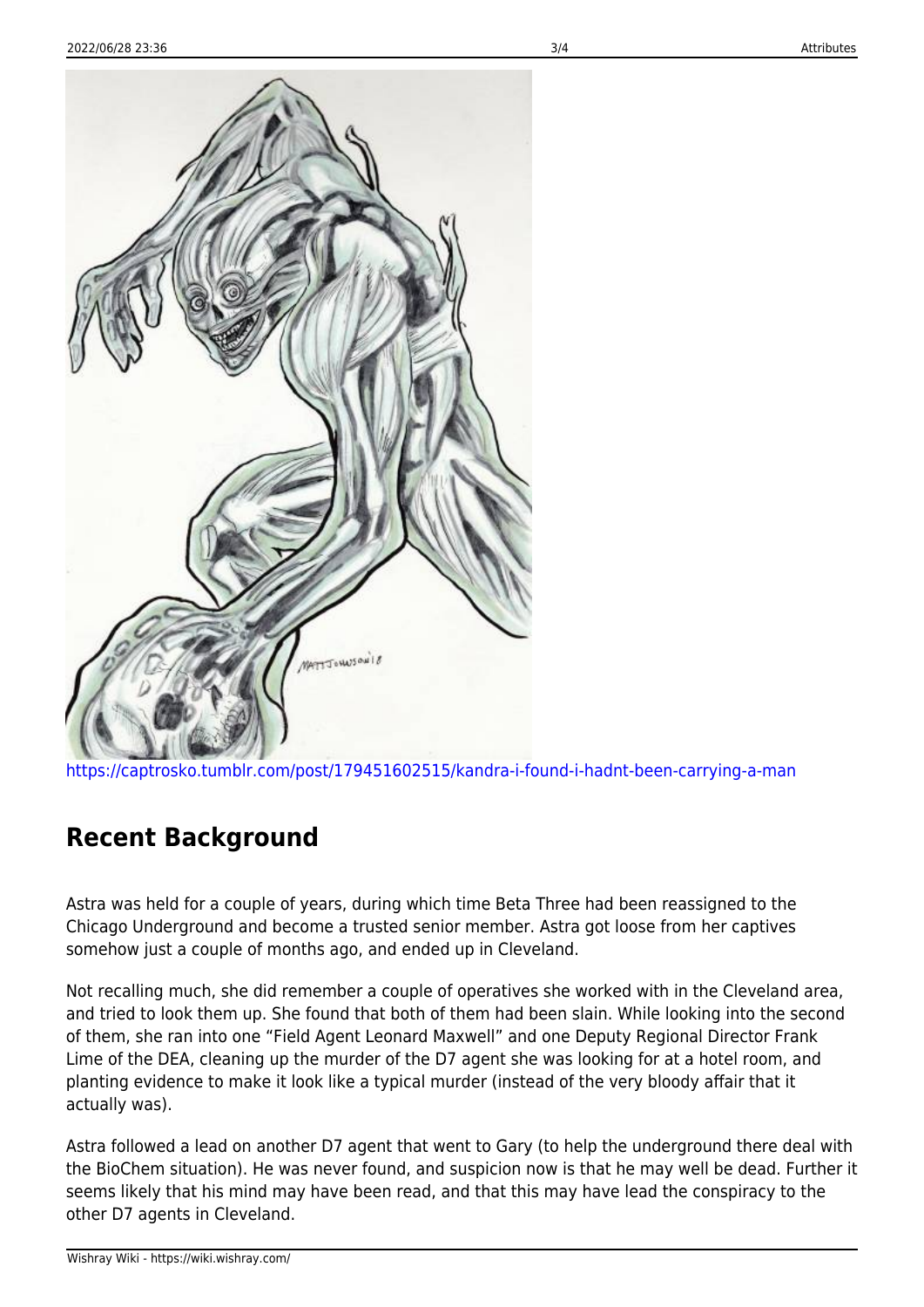https://captrosko.tumblr.com/post/179451602515/kandra-i-found-i-hadnt-been-carrying-a-man

## Recent Background

Astra was held for a couple of years, during which time Beta Three had been reassigned to the Chicago Underground and become a trusted senior member. Astra got loose from her captives somehow just a couple of months ago, and ended up in Cleveland.

Not recalling much, she did remember a couple of operatives she worked with in the Cleveland area, and tried to look them up. She found that both of them had been slain. While looking into the second of them, she ran into one "Field Agent Leonard Maxwell" and one Deputy Regional Director Frank Lime of the DEA, cleaning up the murder of the D7 agent she was looking for at a hotel room, and planting evidence to make it look like a typical murder (instead of the very bloody affair that it actually was).

Astra followed a lead on another D7 agent that went to Gary (to help the underground there deal with the BioChem situation). He was never found, and suspicion now is that he may well be dead. Further it seems likely that his mind may have been read, and that this may have lead the conspiracy to the other D7 agents in Cleveland.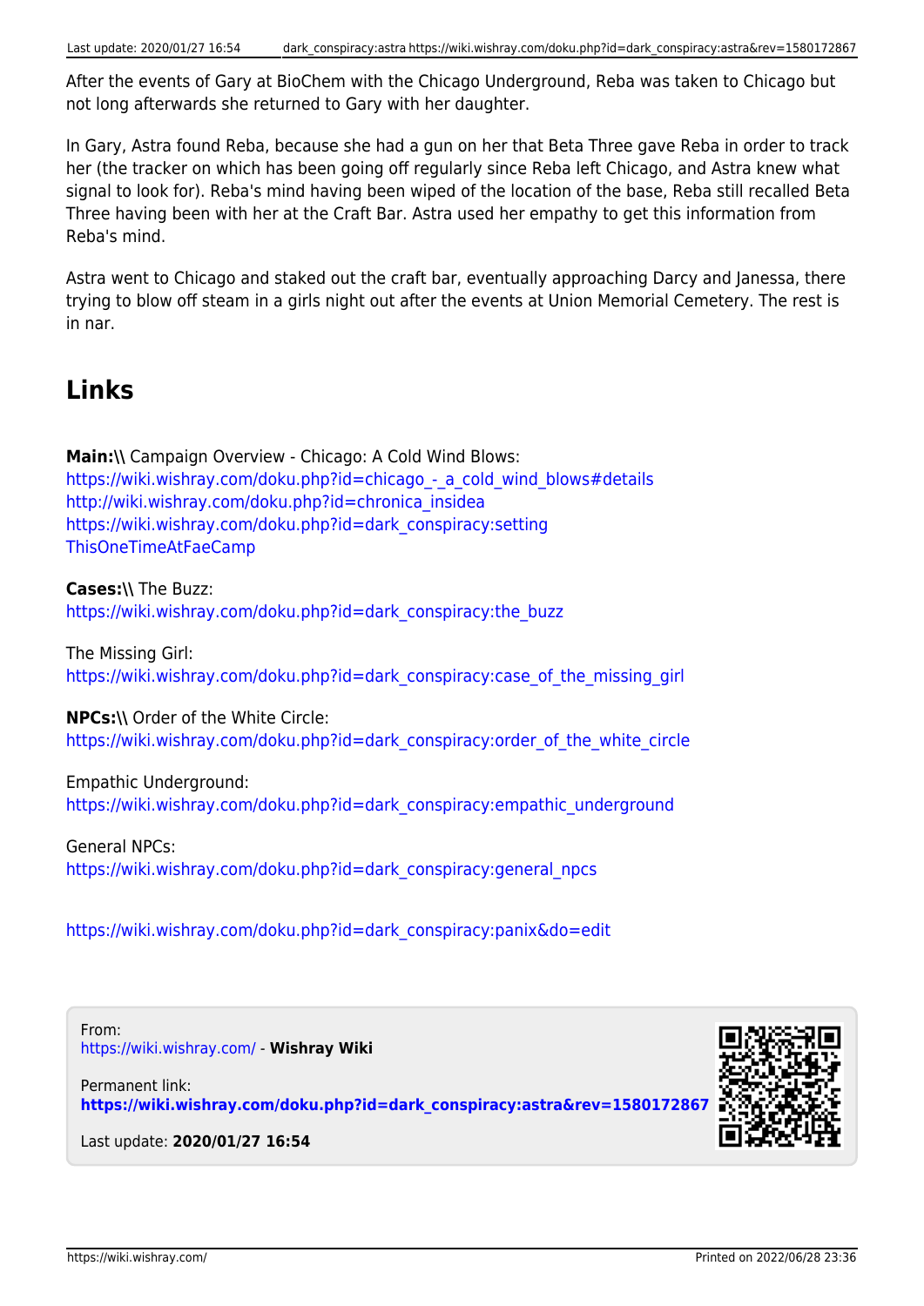After the events of Gary at BioChem with the Chicago Underground, Reba was taken to Chicago but not long afterwards she returned to Gary with her daughter.

In Gary, Astra found Reba, because she had a gun on her that Beta Three gave Reba in order to track her (the tracker on which has been going off regularly since Reba left Chicago, and Astra knew what signal to look for). Reba's mind having been wiped of the location of the base, Reba still recalled Beta Three having been with her at the Craft Bar. Astra used her empathy to get this information from Reba's mind.

Astra went to Chicago and staked out the craft bar, eventually approaching Darcy and Janessa, there trying to blow off steam in a girls night out after the events at Union Memorial Cemetery. The rest is in nar.

## Links

**Main:\\** Campaign Overview - Chicago: A Cold Wind Blows:
https://wiki.wishray.com/doku.php?id=chicago_-_a_cold_wind_blows#details
http://wiki.wishray.com/doku.php?id=chronica_insidea
https://wiki.wishray.com/doku.php?id=dark_conspiracy:setting
ThisOneTimeAtFaeCamp

**Cases:\\** The Buzz:
https://wiki.wishray.com/doku.php?id=dark_conspiracy:the_buzz

The Missing Girl:
https://wiki.wishray.com/doku.php?id=dark_conspiracy:case_of_the_missing_girl

**NPCs:\\** Order of the White Circle:
https://wiki.wishray.com/doku.php?id=dark_conspiracy:order_of_the_white_circle

Empathic Underground:
https://wiki.wishray.com/doku.php?id=dark_conspiracy:empathic_underground

General NPCs:
https://wiki.wishray.com/doku.php?id=dark_conspiracy:general_npcs

https://wiki.wishray.com/doku.php?id=dark_conspiracy:panix&do=edit

From:
https://wiki.wishray.com/ - **Wishray Wiki**

Permanent link:
**https://wiki.wishray.com/doku.php?id=dark_conspiracy:astra&rev=1580172867**

Last update: **2020/01/27 16:54**